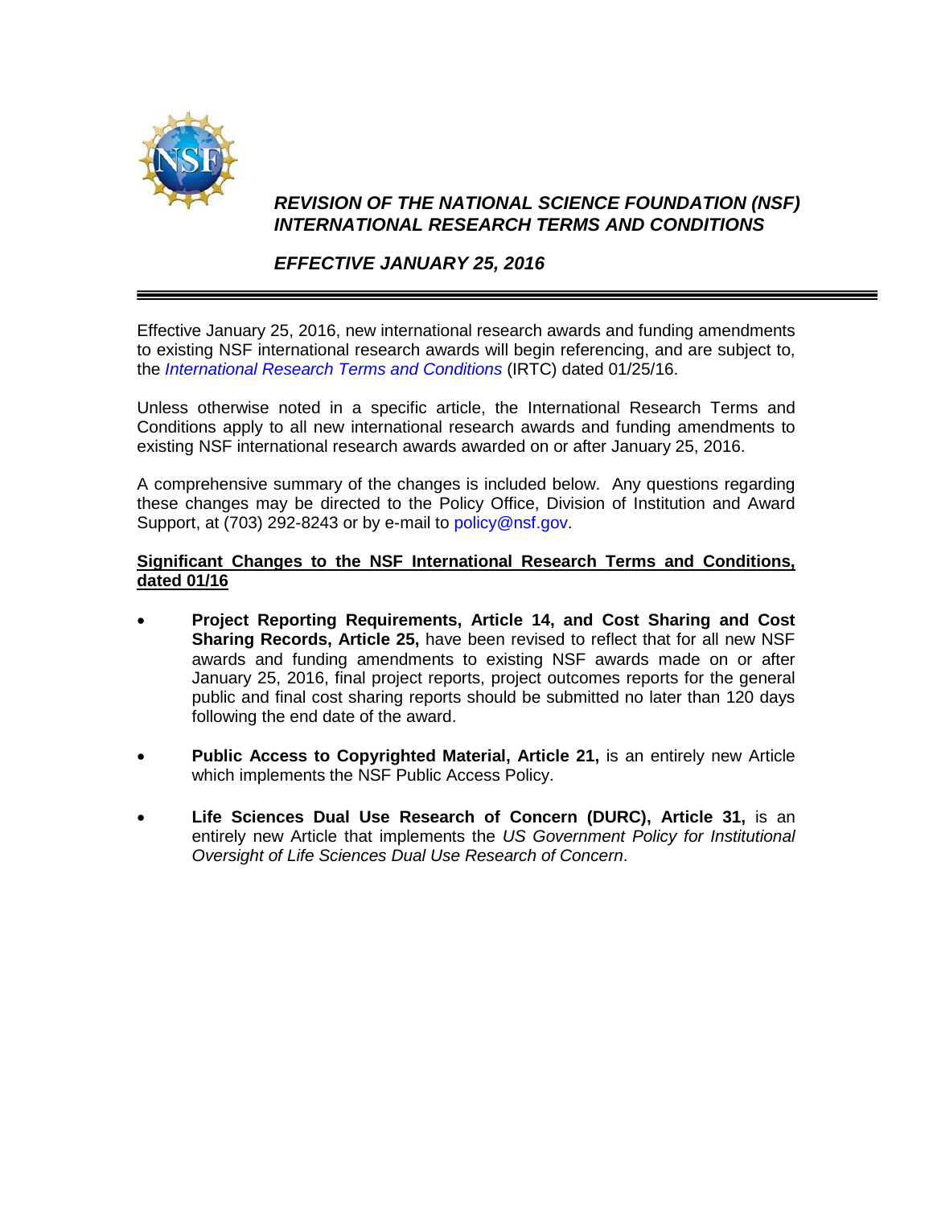# *REVISION OF THE NATIONAL SCIENCE FOUNDATION (NSF) INTERNATIONAL RESEARCH TERMS AND CONDITIONS*

## *EFFECTIVE JANUARY 25, 2016*

---

Effective January 25, 2016, new international research awards and funding amendments to existing NSF international research awards will begin referencing, and are subject to, the *International Research Terms and Conditions* (IRTC) dated 01/25/16.

Unless otherwise noted in a specific article, the International Research Terms and Conditions apply to all new international research awards and funding amendments to existing NSF international research awards awarded on or after January 25, 2016.

A comprehensive summary of the changes is included below. Any questions regarding these changes may be directed to the Policy Office, Division of Institution and Award Support, at (703) 292-8243 or by e-mail to policy@nsf.gov.

**Significant Changes to the NSF International Research Terms and Conditions, dated 01/16**

- **Project Reporting Requirements, Article 14, and Cost Sharing and Cost Sharing Records, Article 25,** have been revised to reflect that for all new NSF awards and funding amendments to existing NSF awards made on or after January 25, 2016, final project reports, project outcomes reports for the general public and final cost sharing reports should be submitted no later than 120 days following the end date of the award.

- **Public Access to Copyrighted Material, Article 21,** is an entirely new Article which implements the NSF Public Access Policy.

- **Life Sciences Dual Use Research of Concern (DURC), Article 31,** is an entirely new Article that implements the *US Government Policy for Institutional Oversight of Life Sciences Dual Use Research of Concern*.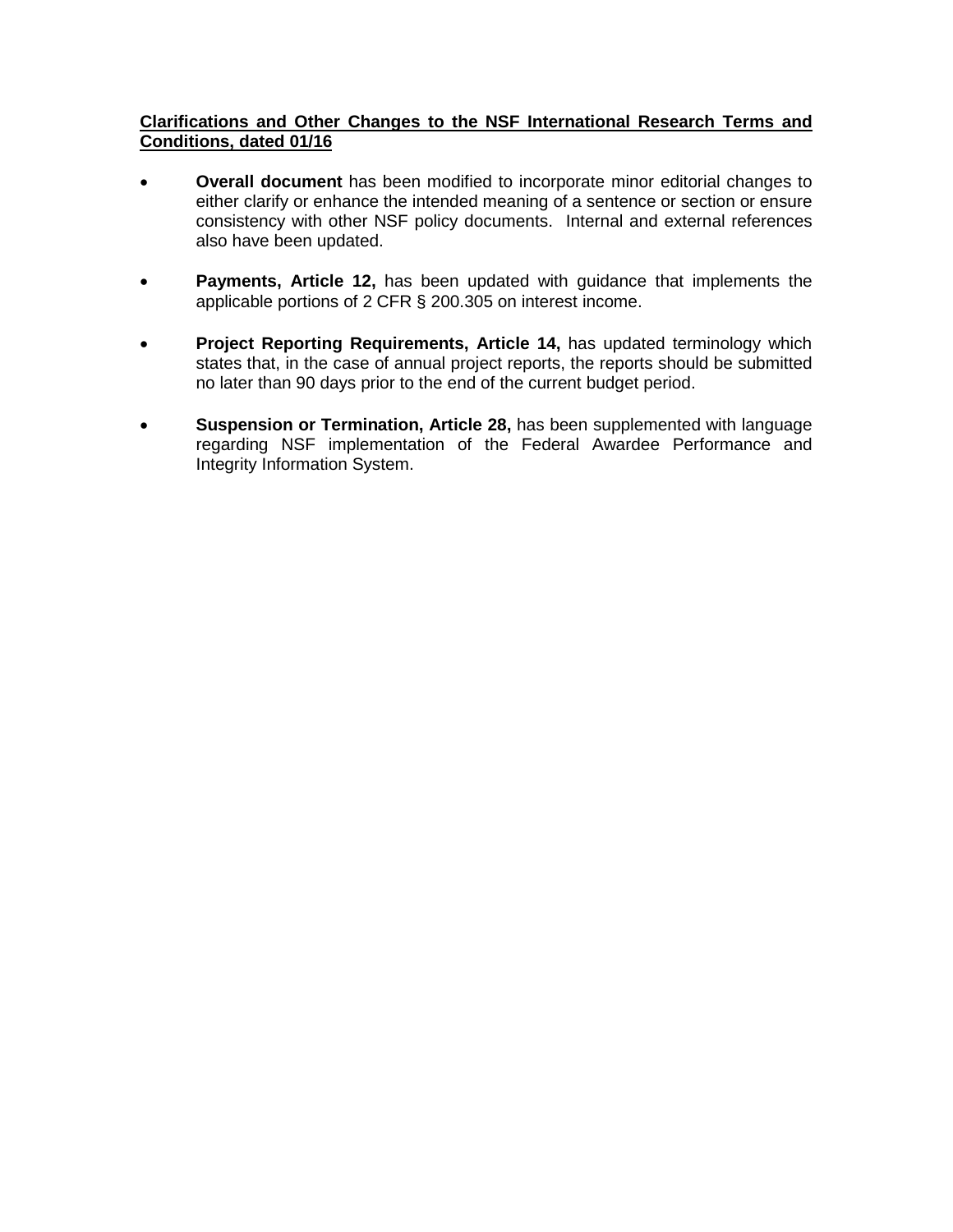**Clarifications and Other Changes to the NSF International Research Terms and Conditions, dated 01/16**

- **Overall document** has been modified to incorporate minor editorial changes to either clarify or enhance the intended meaning of a sentence or section or ensure consistency with other NSF policy documents. Internal and external references also have been updated.

- **Payments, Article 12,** has been updated with guidance that implements the applicable portions of 2 CFR § 200.305 on interest income.

- **Project Reporting Requirements, Article 14,** has updated terminology which states that, in the case of annual project reports, the reports should be submitted no later than 90 days prior to the end of the current budget period.

- **Suspension or Termination, Article 28,** has been supplemented with language regarding NSF implementation of the Federal Awardee Performance and Integrity Information System.